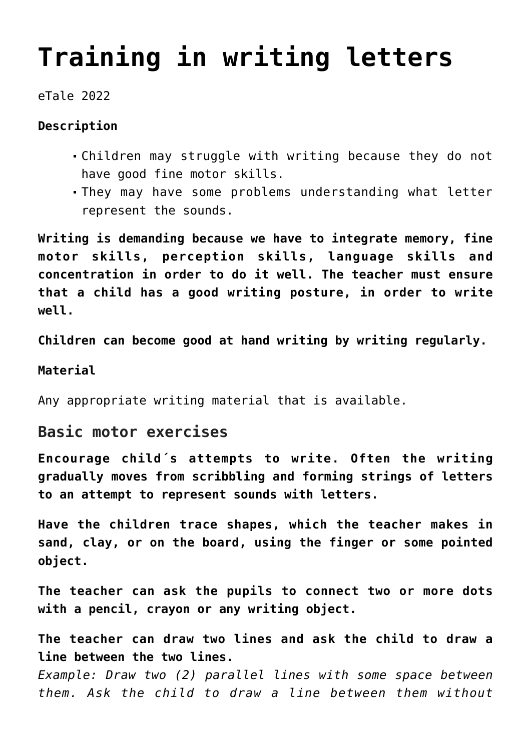# Training in writing letters

eTale 2022

**Description**

- Children may struggle with writing because they do not have good fine motor skills.
- They may have some problems understanding what letter represent the sounds.

**Writing is demanding because we have to integrate memory, fine motor skills, perception skills, language skills and concentration in order to do it well. The teacher must ensure that a child has a good writing posture, in order to write well.**

**Children can become good at hand writing by writing regularly.**

**Material**

Any appropriate writing material that is available.

## Basic motor exercises

**Encourage child´s attempts to write. Often the writing gradually moves from scribbling and forming strings of letters to an attempt to represent sounds with letters.**

**Have the children trace shapes, which the teacher makes in sand, clay, or on the board, using the finger or some pointed object.**

**The teacher can ask the pupils to connect two or more dots with a pencil, crayon or any writing object.**

**The teacher can draw two lines and ask the child to draw a line between the two lines.**
*Example: Draw two (2) parallel lines with some space between them. Ask the child to draw a line between them without*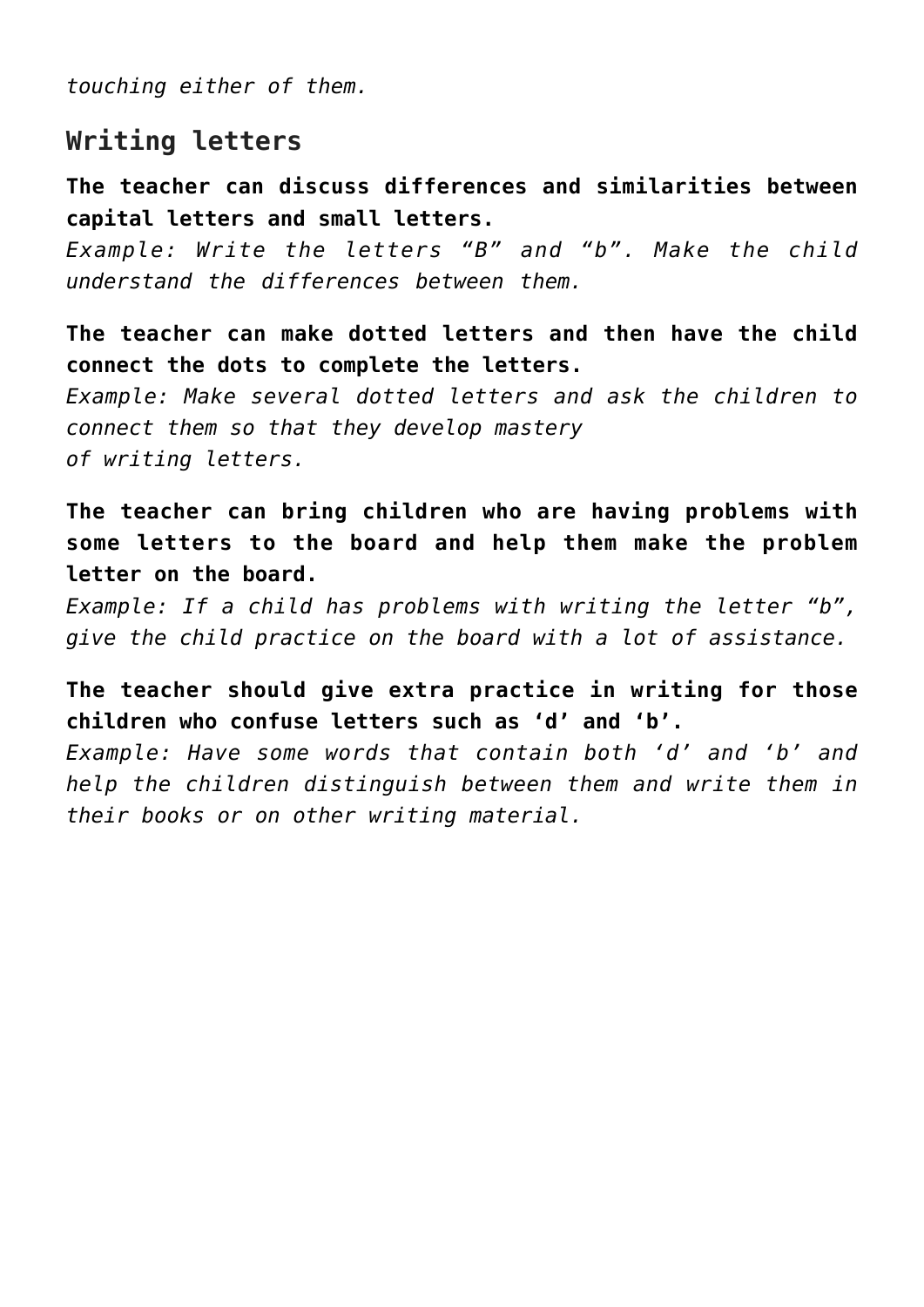*touching either of them.*

## Writing letters

**The teacher can discuss differences and similarities between capital letters and small letters.**
*Example: Write the letters "B" and "b". Make the child understand the differences between them.*

**The teacher can make dotted letters and then have the child connect the dots to complete the letters.**
*Example: Make several dotted letters and ask the children to connect them so that they develop mastery of writing letters.*

**The teacher can bring children who are having problems with some letters to the board and help them make the problem letter on the board.**
*Example: If a child has problems with writing the letter "b", give the child practice on the board with a lot of assistance.*

**The teacher should give extra practice in writing for those children who confuse letters such as 'd' and 'b'.**
*Example: Have some words that contain both 'd' and 'b' and help the children distinguish between them and write them in their books or on other writing material.*